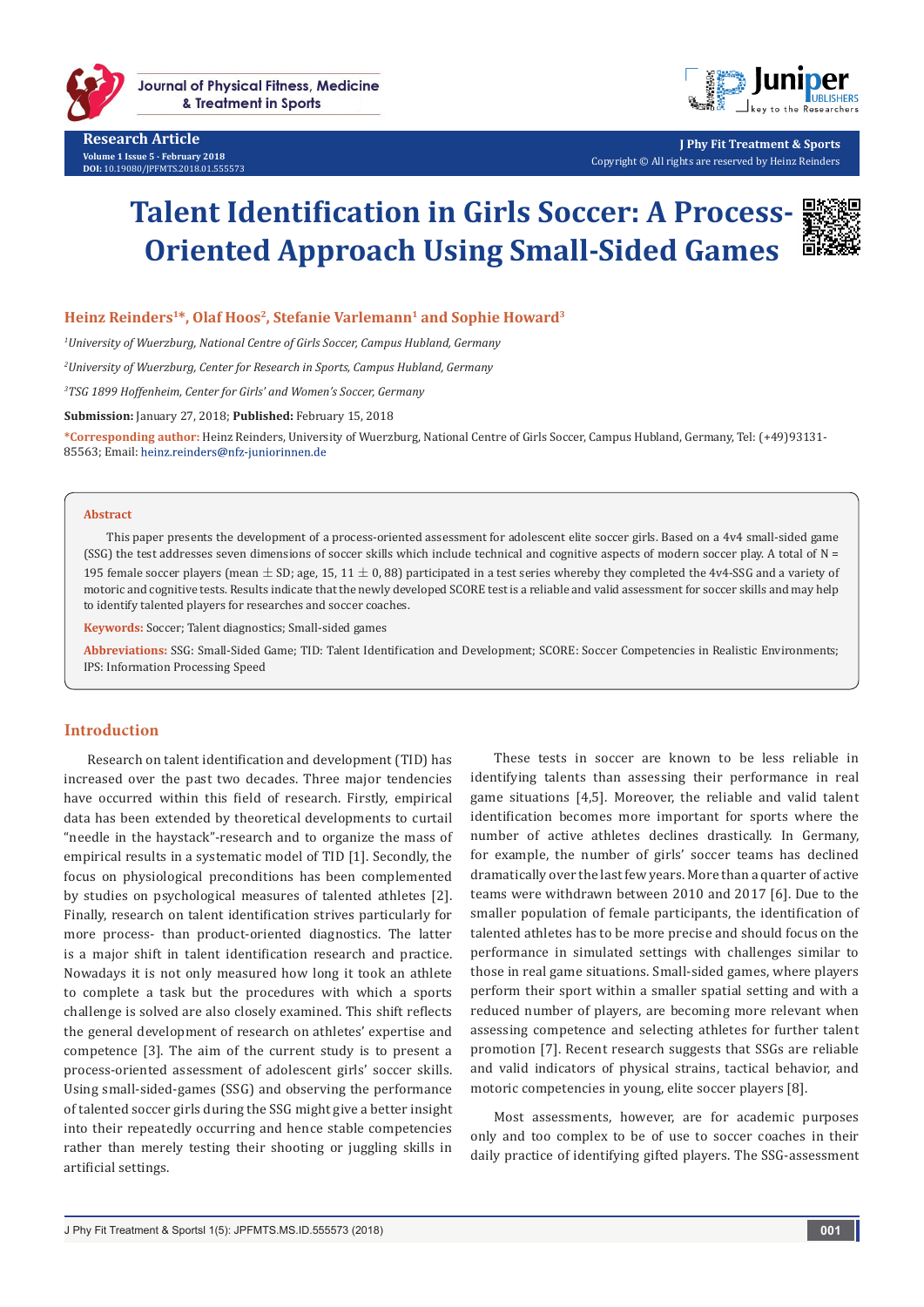Research Article

Volume 1 Issue 5 - February 2018

DOI: 10.19080/JPFMTS.2018.01.555573

J Phy Fit Treatment & Sports

Copyright © All rights are reserved by Heinz Reinders

# Talent Identification in Girls Soccer: A Process-Oriented Approach Using Small-Sided Games

**Heinz Reinders[1]*, Olaf Hoos[2], Stefanie Varlemann[1] and Sophie Howard[3]**

[1]*University of Wuerzburg, National Centre of Girls Soccer, Campus Hubland, Germany*

[2]*University of Wuerzburg, Center for Research in Sports, Campus Hubland, Germany*

[3]*TSG 1899 Hoffenheim, Center for Girls' and Women's Soccer, Germany*

**Submission:** January 27, 2018; **Published:** February 15, 2018

***Corresponding author:** Heinz Reinders, University of Wuerzburg, National Centre of Girls Soccer, Campus Hubland, Germany, Tel: (+49)93131-85563; Email: heinz.reinders@nfz-juniorinnen.de

## Abstract

This paper presents the development of a process-oriented assessment for adolescent elite soccer girls. Based on a 4v4 small-sided game (SSG) the test addresses seven dimensions of soccer skills which include technical and cognitive aspects of modern soccer play. A total of N = 195 female soccer players (mean $\pm$ SD; age, 15, 11 $\pm$ 0, 88) participated in a test series whereby they completed the 4v4-SSG and a variety of motoric and cognitive tests. Results indicate that the newly developed SCORE test is a reliable and valid assessment for soccer skills and may help to identify talented players for researches and soccer coaches.

**Keywords:** Soccer; Talent diagnostics; Small-sided games

**Abbreviations:** SSG: Small-Sided Game; TID: Talent Identification and Development; SCORE: Soccer Competencies in Realistic Environments; IPS: Information Processing Speed

## Introduction

Research on talent identification and development (TID) has increased over the past two decades. Three major tendencies have occurred within this field of research. Firstly, empirical data has been extended by theoretical developments to curtail "needle in the haystack"-research and to organize the mass of empirical results in a systematic model of TID [1]. Secondly, the focus on physiological preconditions has been complemented by studies on psychological measures of talented athletes [2]. Finally, research on talent identification strives particularly for more process- than product-oriented diagnostics. The latter is a major shift in talent identification research and practice. Nowadays it is not only measured how long it took an athlete to complete a task but the procedures with which a sports challenge is solved are also closely examined. This shift reflects the general development of research on athletes' expertise and competence [3]. The aim of the current study is to present a process-oriented assessment of adolescent girls' soccer skills. Using small-sided-games (SSG) and observing the performance of talented soccer girls during the SSG might give a better insight into their repeatedly occurring and hence stable competencies rather than merely testing their shooting or juggling skills in artificial settings.

These tests in soccer are known to be less reliable in identifying talents than assessing their performance in real game situations [4,5]. Moreover, the reliable and valid talent identification becomes more important for sports where the number of active athletes declines drastically. In Germany, for example, the number of girls' soccer teams has declined dramatically over the last few years. More than a quarter of active teams were withdrawn between 2010 and 2017 [6]. Due to the smaller population of female participants, the identification of talented athletes has to be more precise and should focus on the performance in simulated settings with challenges similar to those in real game situations. Small-sided games, where players perform their sport within a smaller spatial setting and with a reduced number of players, are becoming more relevant when assessing competence and selecting athletes for further talent promotion [7]. Recent research suggests that SSGs are reliable and valid indicators of physical strains, tactical behavior, and motoric competencies in young, elite soccer players [8].

Most assessments, however, are for academic purposes only and too complex to be of use to soccer coaches in their daily practice of identifying gifted players. The SSG-assessment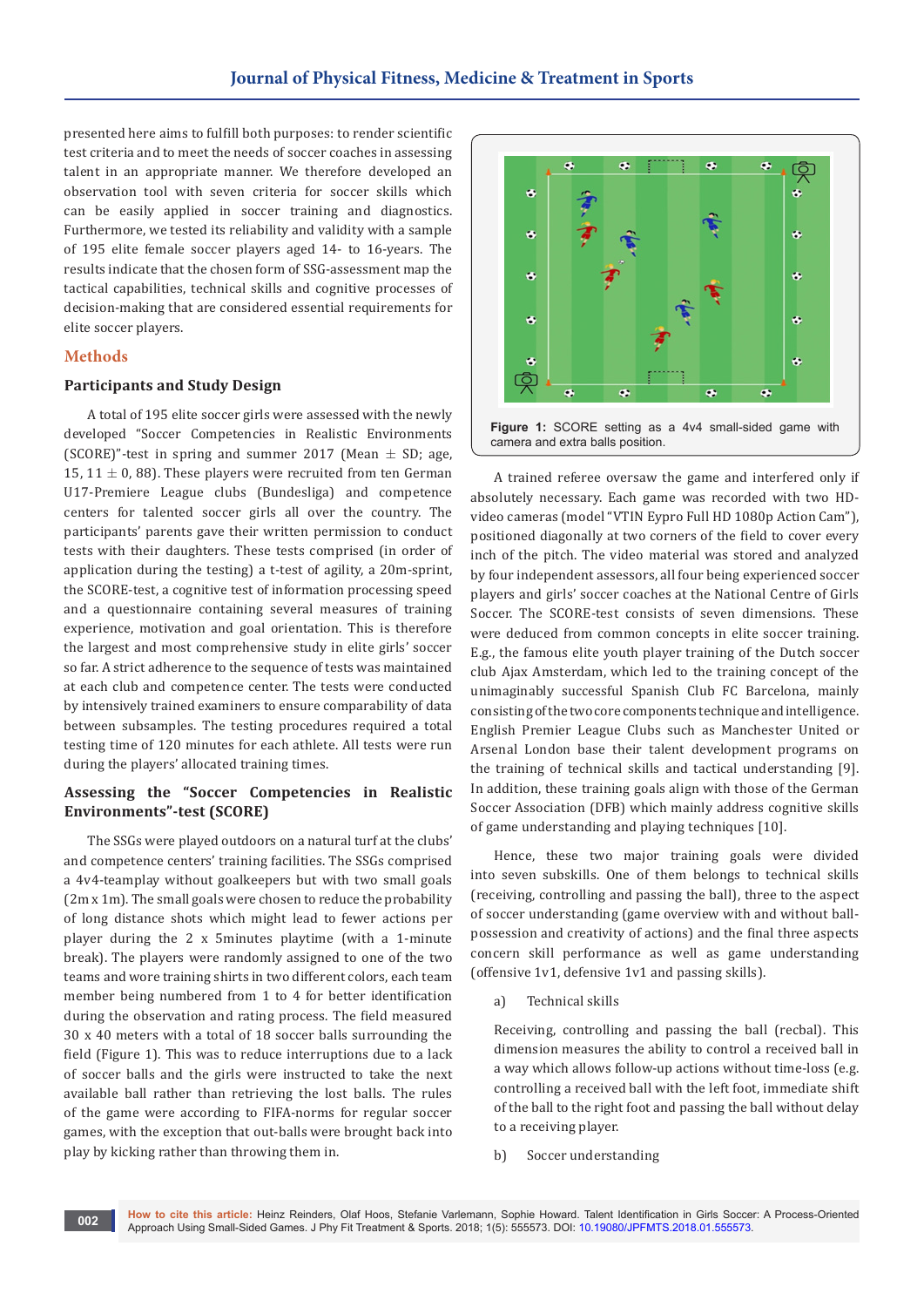presented here aims to fulfill both purposes: to render scientific test criteria and to meet the needs of soccer coaches in assessing talent in an appropriate manner. We therefore developed an observation tool with seven criteria for soccer skills which can be easily applied in soccer training and diagnostics. Furthermore, we tested its reliability and validity with a sample of 195 elite female soccer players aged 14- to 16-years. The results indicate that the chosen form of SSG-assessment map the tactical capabilities, technical skills and cognitive processes of decision-making that are considered essential requirements for elite soccer players.

## Methods

### Participants and Study Design

A total of 195 elite soccer girls were assessed with the newly developed "Soccer Competencies in Realistic Environments (SCORE)"-test in spring and summer 2017 (Mean ± SD; age, 15, 11 ± 0, 88). These players were recruited from ten German U17-Premiere League clubs (Bundesliga) and competence centers for talented soccer girls all over the country. The participants' parents gave their written permission to conduct tests with their daughters. These tests comprised (in order of application during the testing) a t-test of agility, a 20m-sprint, the SCORE-test, a cognitive test of information processing speed and a questionnaire containing several measures of training experience, motivation and goal orientation. This is therefore the largest and most comprehensive study in elite girls' soccer so far. A strict adherence to the sequence of tests was maintained at each club and competence center. The tests were conducted by intensively trained examiners to ensure comparability of data between subsamples. The testing procedures required a total testing time of 120 minutes for each athlete. All tests were run during the players' allocated training times.

### Assessing the "Soccer Competencies in Realistic Environments"-test (SCORE)

The SSGs were played outdoors on a natural turf at the clubs' and competence centers' training facilities. The SSGs comprised a 4v4-teamplay without goalkeepers but with two small goals (2m x 1m). The small goals were chosen to reduce the probability of long distance shots which might lead to fewer actions per player during the 2 x 5minutes playtime (with a 1-minute break). The players were randomly assigned to one of the two teams and wore training shirts in two different colors, each team member being numbered from 1 to 4 for better identification during the observation and rating process. The field measured 30 x 40 meters with a total of 18 soccer balls surrounding the field (Figure 1). This was to reduce interruptions due to a lack of soccer balls and the girls were instructed to take the next available ball rather than retrieving the lost balls. The rules of the game were according to FIFA-norms for regular soccer games, with the exception that out-balls were brought back into play by kicking rather than throwing them in.

**Figure 1:** SCORE setting as a 4v4 small-sided game with camera and extra balls position.

A trained referee oversaw the game and interfered only if absolutely necessary. Each game was recorded with two HD-video cameras (model "VTIN Eypro Full HD 1080p Action Cam"), positioned diagonally at two corners of the field to cover every inch of the pitch. The video material was stored and analyzed by four independent assessors, all four being experienced soccer players and girls' soccer coaches at the National Centre of Girls Soccer. The SCORE-test consists of seven dimensions. These were deduced from common concepts in elite soccer training. E.g., the famous elite youth player training of the Dutch soccer club Ajax Amsterdam, which led to the training concept of the unimaginably successful Spanish Club FC Barcelona, mainly consisting of the two core components technique and intelligence. English Premier League Clubs such as Manchester United or Arsenal London base their talent development programs on the training of technical skills and tactical understanding [9]. In addition, these training goals align with those of the German Soccer Association (DFB) which mainly address cognitive skills of game understanding and playing techniques [10].

Hence, these two major training goals were divided into seven subskills. One of them belongs to technical skills (receiving, controlling and passing the ball), three to the aspect of soccer understanding (game overview with and without ball-possession and creativity of actions) and the final three aspects concern skill performance as well as game understanding (offensive 1v1, defensive 1v1 and passing skills).

a) Technical skills

Receiving, controlling and passing the ball (recbal). This dimension measures the ability to control a received ball in a way which allows follow-up actions without time-loss (e.g. controlling a received ball with the left foot, immediate shift of the ball to the right foot and passing the ball without delay to a receiving player.

b) Soccer understanding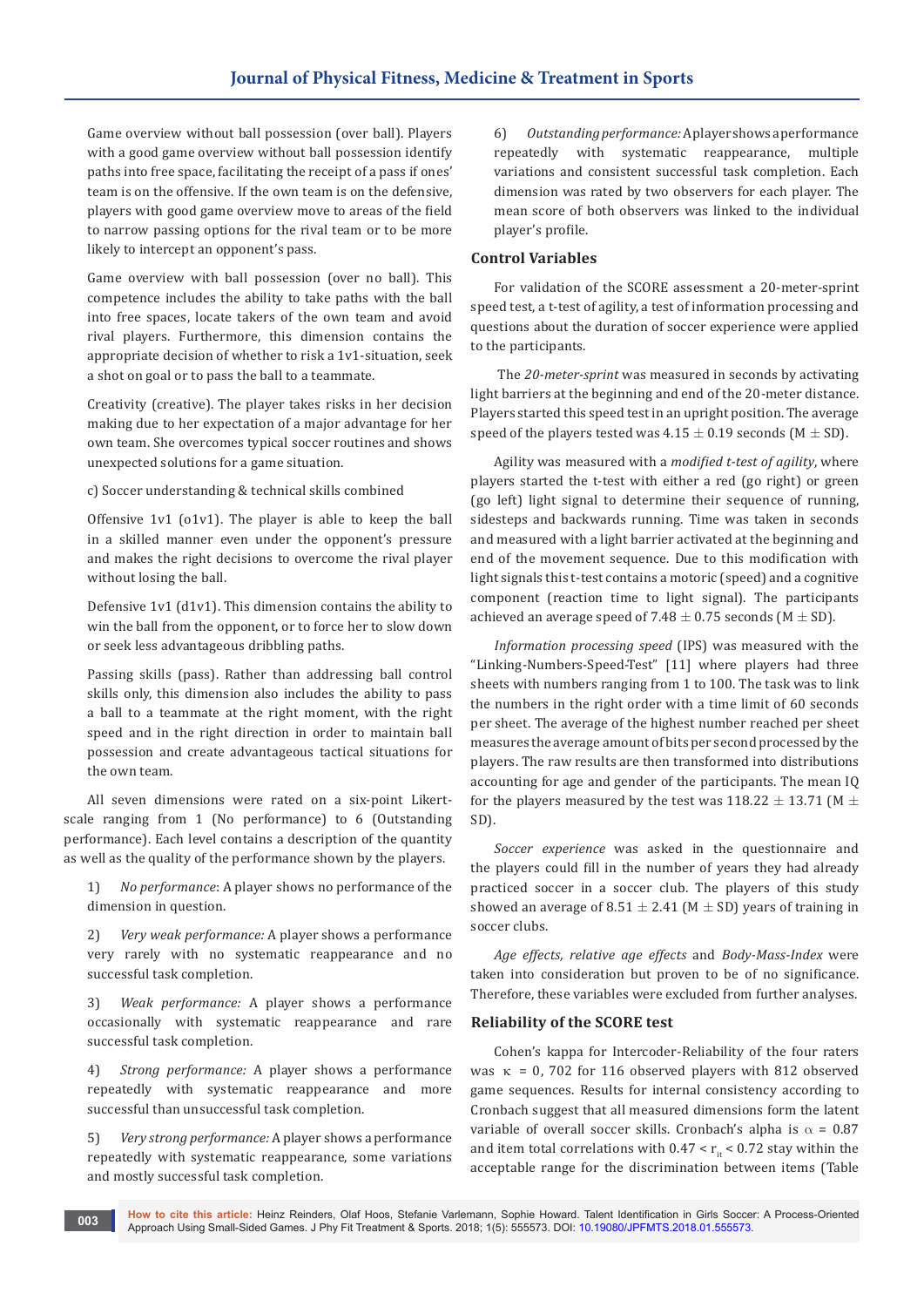Game overview without ball possession (over ball). Players with a good game overview without ball possession identify paths into free space, facilitating the receipt of a pass if ones' team is on the offensive. If the own team is on the defensive, players with good game overview move to areas of the field to narrow passing options for the rival team or to be more likely to intercept an opponent's pass.

Game overview with ball possession (over no ball). This competence includes the ability to take paths with the ball into free spaces, locate takers of the own team and avoid rival players. Furthermore, this dimension contains the appropriate decision of whether to risk a 1v1-situation, seek a shot on goal or to pass the ball to a teammate.

Creativity (creative). The player takes risks in her decision making due to her expectation of a major advantage for her own team. She overcomes typical soccer routines and shows unexpected solutions for a game situation.

c) Soccer understanding & technical skills combined

Offensive 1v1 (o1v1). The player is able to keep the ball in a skilled manner even under the opponent's pressure and makes the right decisions to overcome the rival player without losing the ball.

Defensive 1v1 (d1v1). This dimension contains the ability to win the ball from the opponent, or to force her to slow down or seek less advantageous dribbling paths.

Passing skills (pass). Rather than addressing ball control skills only, this dimension also includes the ability to pass a ball to a teammate at the right moment, with the right speed and in the right direction in order to maintain ball possession and create advantageous tactical situations for the own team.

All seven dimensions were rated on a six-point Likert-scale ranging from 1 (No performance) to 6 (Outstanding performance). Each level contains a description of the quantity as well as the quality of the performance shown by the players.

1) *No performance*: A player shows no performance of the dimension in question.

2) *Very weak performance:* A player shows a performance very rarely with no systematic reappearance and no successful task completion.

3) *Weak performance:* A player shows a performance occasionally with systematic reappearance and rare successful task completion.

4) *Strong performance:* A player shows a performance repeatedly with systematic reappearance and more successful than unsuccessful task completion.

5) *Very strong performance:* A player shows a performance repeatedly with systematic reappearance, some variations and mostly successful task completion.

6) *Outstanding performance:* A player shows a performance repeatedly with systematic reappearance, multiple variations and consistent successful task completion. Each dimension was rated by two observers for each player. The mean score of both observers was linked to the individual player's profile.

## Control Variables

For validation of the SCORE assessment a 20-meter-sprint speed test, a t-test of agility, a test of information processing and questions about the duration of soccer experience were applied to the participants.

The *20-meter-sprint* was measured in seconds by activating light barriers at the beginning and end of the 20-meter distance. Players started this speed test in an upright position. The average speed of the players tested was 4.15 ± 0.19 seconds (M ± SD).

Agility was measured with a *modified t-test of agility*, where players started the t-test with either a red (go right) or green (go left) light signal to determine their sequence of running, sidesteps and backwards running. Time was taken in seconds and measured with a light barrier activated at the beginning and end of the movement sequence. Due to this modification with light signals this t-test contains a motoric (speed) and a cognitive component (reaction time to light signal). The participants achieved an average speed of 7.48 ± 0.75 seconds (M ± SD).

*Information processing speed* (IPS) was measured with the "Linking-Numbers-Speed-Test" [11] where players had three sheets with numbers ranging from 1 to 100. The task was to link the numbers in the right order with a time limit of 60 seconds per sheet. The average of the highest number reached per sheet measures the average amount of bits per second processed by the players. The raw results are then transformed into distributions accounting for age and gender of the participants. The mean IQ for the players measured by the test was 118.22 ± 13.71 (M ± SD).

*Soccer experience* was asked in the questionnaire and the players could fill in the number of years they had already practiced soccer in a soccer club. The players of this study showed an average of 8.51 ± 2.41 (M ± SD) years of training in soccer clubs.

*Age effects, relative age effects* and *Body-Mass-Index* were taken into consideration but proven to be of no significance. Therefore, these variables were excluded from further analyses.

## Reliability of the SCORE test

Cohen's kappa for Intercoder-Reliability of the four raters was $\kappa$ = 0, 702 for 116 observed players with 812 observed game sequences. Results for internal consistency according to Cronbach suggest that all measured dimensions form the latent variable of overall soccer skills. Cronbach's alpha is $\alpha$ = 0.87 and item total correlations with $0.47 < r_{it} < 0.72$ stay within the acceptable range for the discrimination between items (Table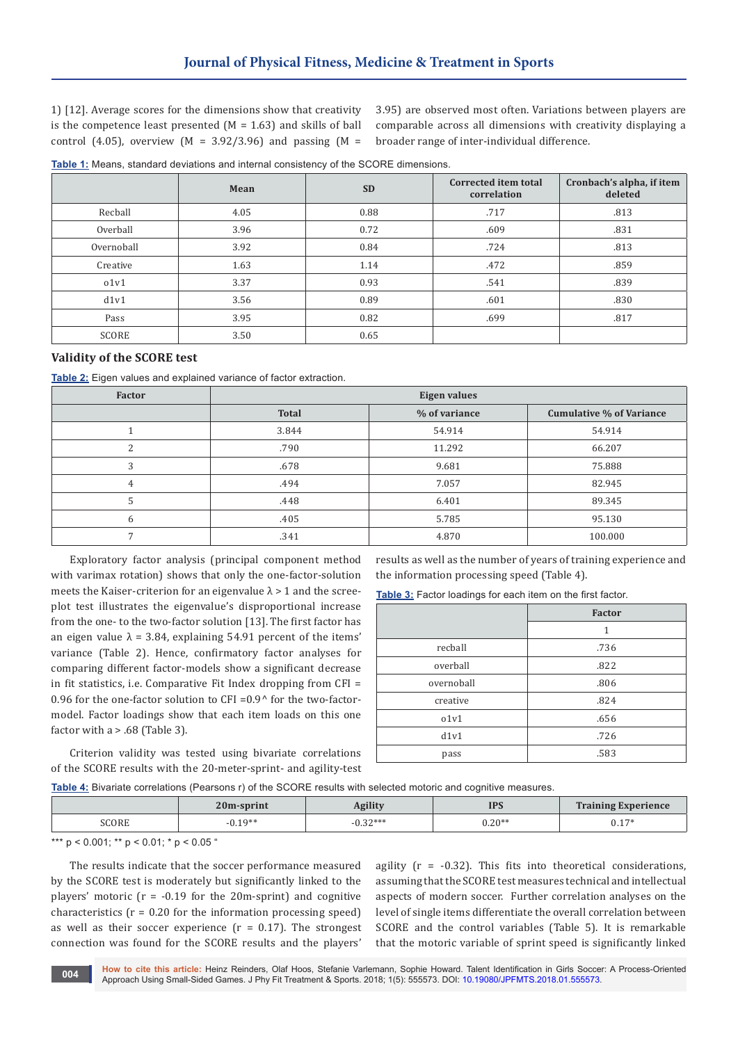1) [12]. Average scores for the dimensions show that creativity is the competence least presented (M = 1.63) and skills of ball control (4.05), overview (M = 3.92/3.96) and passing (M = 3.95) are observed most often. Variations between players are comparable across all dimensions with creativity displaying a broader range of inter-individual difference.

**Table 1:** Means, standard deviations and internal consistency of the SCORE dimensions.

| | Mean | SD | Corrected item total correlation | Cronbach's alpha, if item deleted |
|---|---|---|---|---|
| Recball | 4.05 | 0.88 | .717 | .813 |
| Overball | 3.96 | 0.72 | .609 | .831 |
| Overnoball | 3.92 | 0.84 | .724 | .813 |
| Creative | 1.63 | 1.14 | .472 | .859 |
| o1v1 | 3.37 | 0.93 | .541 | .839 |
| d1v1 | 3.56 | 0.89 | .601 | .830 |
| Pass | 3.95 | 0.82 | .699 | .817 |
| SCORE | 3.50 | 0.65 | | |

## Validity of the SCORE test

**Table 2:** Eigen values and explained variance of factor extraction.

| Factor | Eigen values | | |
|---|---|---|---|
| | Total | % of variance | Cumulative % of Variance |
| 1 | 3.844 | 54.914 | 54.914 |
| 2 | .790 | 11.292 | 66.207 |
| 3 | .678 | 9.681 | 75.888 |
| 4 | .494 | 7.057 | 82.945 |
| 5 | .448 | 6.401 | 89.345 |
| 6 | .405 | 5.785 | 95.130 |
| 7 | .341 | 4.870 | 100.000 |

Exploratory factor analysis (principal component method with varimax rotation) shows that only the one-factor-solution meets the Kaiser-criterion for an eigenvalue $\lambda > 1$ and the scree-plot test illustrates the eigenvalue's disproportional increase from the one- to the two-factor solution [13]. The first factor has an eigen value $\lambda = 3.84$, explaining 54.91 percent of the items' variance (Table 2). Hence, confirmatory factor analyses for comparing different factor-models show a significant decrease in fit statistics, i.e. Comparative Fit Index ranging from CFI = 0.96 for the one-factor solution to CFI =0.9^ for the two-factor-model. Factor loadings show that each item loads on this one factor with a > .68 (Table 3).

Criterion validity was tested using bivariate correlations of the SCORE results with the 20-meter-sprint- and agility-test results as well as the number of years of training experience and the information processing speed (Table 4).

**Table 3:** Factor loadings for each item on the first factor.

| | Factor |
|---|---|
| | 1 |
| recball | .736 |
| overball | .822 |
| overnoball | .806 |
| creative | .824 |
| o1v1 | .656 |
| d1v1 | .726 |
| pass | .583 |

**Table 4:** Bivariate correlations (Pearsons r) of the SCORE results with selected motoric and cognitive measures.

| | 20m-sprint | Agility | IPS | Training Experience |
|---|---|---|---|---|
| SCORE | -0.19** | -0.32*** | 0.20** | 0.17* |

*** p < 0.001; ** p < 0.01; * p < 0.05 "

The results indicate that the soccer performance measured by the SCORE test is moderately but significantly linked to the players' motoric (r = -0.19 for the 20m-sprint) and cognitive characteristics (r = 0.20 for the information processing speed) as well as their soccer experience (r = 0.17). The strongest connection was found for the SCORE results and the players' agility (r = -0.32). This fits into theoretical considerations, assuming that the SCORE test measures technical and intellectual aspects of modern soccer. Further correlation analyses on the level of single items differentiate the overall correlation between SCORE and the control variables (Table 5). It is remarkable that the motoric variable of sprint speed is significantly linked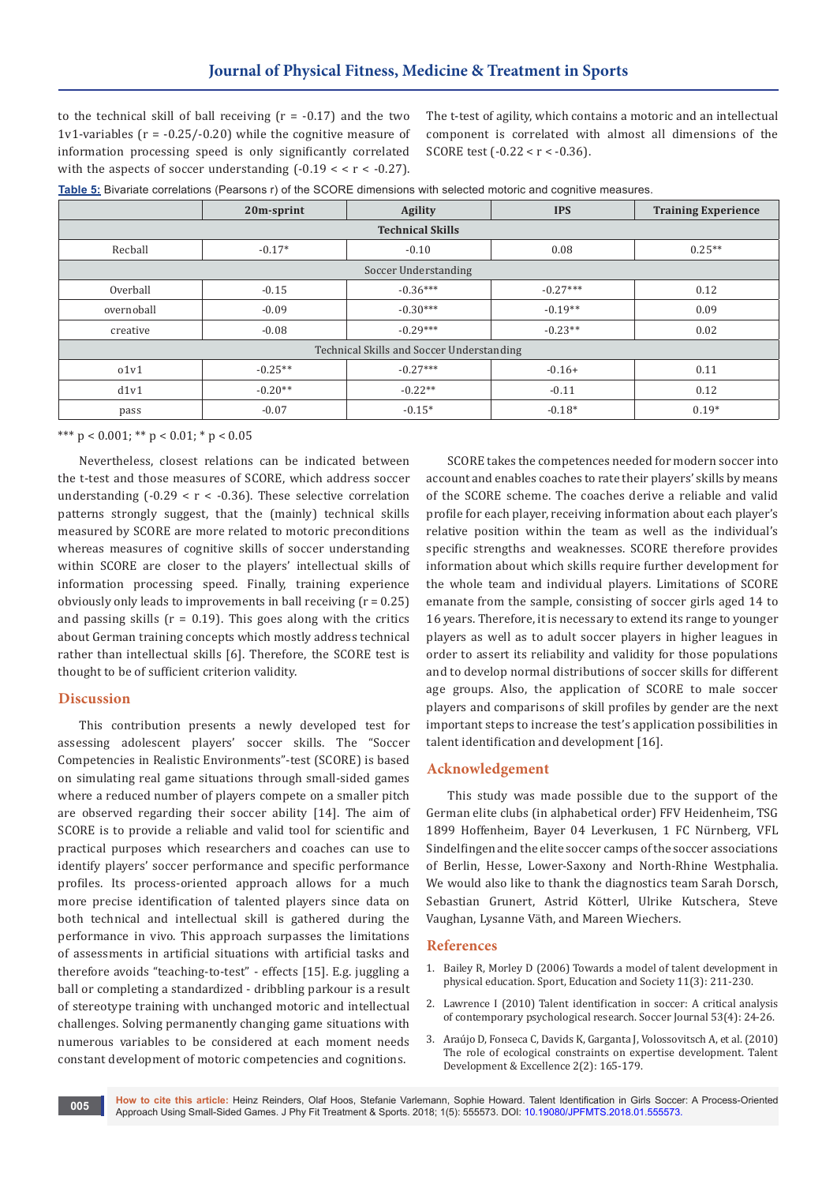to the technical skill of ball receiving ($r = -0.17$) and the two 1v1-variables ($r = -0.25/-0.20$) while the cognitive measure of information processing speed is only significantly correlated with the aspects of soccer understanding ($-0.19 < < r < -0.27$). The t-test of agility, which contains a motoric and an intellectual component is correlated with almost all dimensions of the SCORE test ($-0.22 < r < -0.36$).

**Table 5:** Bivariate correlations (Pearsons r) of the SCORE dimensions with selected motoric and cognitive measures.

| | 20m-sprint | Agility | IPS | Training Experience |
|---|---|---|---|---|
| **Technical Skills** | | | | |
| Recball | -0.17* | -0.10 | 0.08 | 0.25** |
| Soccer Understanding | | | | |
| Overball | -0.15 | -0.36*** | -0.27*** | 0.12 |
| overnoball | -0.09 | -0.30*** | -0.19** | 0.09 |
| creative | -0.08 | -0.29*** | -0.23** | 0.02 |
| Technical Skills and Soccer Understanding | | | | |
| o1v1 | -0.25** | -0.27*** | -0.16+ | 0.11 |
| d1v1 | -0.20** | -0.22** | -0.11 | 0.12 |
| pass | -0.07 | -0.15* | -0.18* | 0.19* |

*** $p < 0.001$; ** $p < 0.01$; * $p < 0.05$

Nevertheless, closest relations can be indicated between the t-test and those measures of SCORE, which address soccer understanding ($-0.29 < r < -0.36$). These selective correlation patterns strongly suggest, that the (mainly) technical skills measured by SCORE are more related to motoric preconditions whereas measures of cognitive skills of soccer understanding within SCORE are closer to the players' intellectual skills of information processing speed. Finally, training experience obviously only leads to improvements in ball receiving ($r = 0.25$) and passing skills ($r = 0.19$). This goes along with the critics about German training concepts which mostly address technical rather than intellectual skills [6]. Therefore, the SCORE test is thought to be of sufficient criterion validity.

## Discussion

This contribution presents a newly developed test for assessing adolescent players' soccer skills. The "Soccer Competencies in Realistic Environments"-test (SCORE) is based on simulating real game situations through small-sided games where a reduced number of players compete on a smaller pitch are observed regarding their soccer ability [14]. The aim of SCORE is to provide a reliable and valid tool for scientific and practical purposes which researchers and coaches can use to identify players' soccer performance and specific performance profiles. Its process-oriented approach allows for a much more precise identification of talented players since data on both technical and intellectual skill is gathered during the performance in vivo. This approach surpasses the limitations of assessments in artificial situations with artificial tasks and therefore avoids "teaching-to-test" - effects [15]. E.g. juggling a ball or completing a standardized - dribbling parkour is a result of stereotype training with unchanged motoric and intellectual challenges. Solving permanently changing game situations with numerous variables to be considered at each moment needs constant development of motoric competencies and cognitions.

SCORE takes the competences needed for modern soccer into account and enables coaches to rate their players' skills by means of the SCORE scheme. The coaches derive a reliable and valid profile for each player, receiving information about each player's relative position within the team as well as the individual's specific strengths and weaknesses. SCORE therefore provides information about which skills require further development for the whole team and individual players. Limitations of SCORE emanate from the sample, consisting of soccer girls aged 14 to 16 years. Therefore, it is necessary to extend its range to younger players as well as to adult soccer players in higher leagues in order to assert its reliability and validity for those populations and to develop normal distributions of soccer skills for different age groups. Also, the application of SCORE to male soccer players and comparisons of skill profiles by gender are the next important steps to increase the test's application possibilities in talent identification and development [16].

## Acknowledgement

This study was made possible due to the support of the German elite clubs (in alphabetical order) FFV Heidenheim, TSG 1899 Hoffenheim, Bayer 04 Leverkusen, 1 FC Nürnberg, VFL Sindelfingen and the elite soccer camps of the soccer associations of Berlin, Hesse, Lower-Saxony and North-Rhine Westphalia. We would also like to thank the diagnostics team Sarah Dorsch, Sebastian Grunert, Astrid Kötterl, Ulrike Kutschera, Steve Vaughan, Lysanne Väth, and Mareen Wiechers.

## References

1. Bailey R, Morley D (2006) Towards a model of talent development in physical education. Sport, Education and Society 11(3): 211-230.
2. Lawrence I (2010) Talent identification in soccer: A critical analysis of contemporary psychological research. Soccer Journal 53(4): 24-26.
3. Araújo D, Fonseca C, Davids K, Garganta J, Volossovitsch A, et al. (2010) The role of ecological constraints on expertise development. Talent Development & Excellence 2(2): 165-179.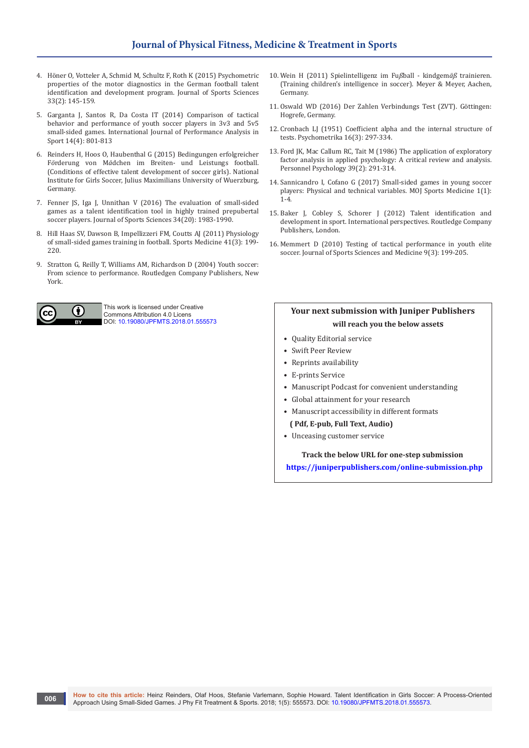4. Höner O, Votteler A, Schmid M, Schultz F, Roth K (2015) Psychometric properties of the motor diagnostics in the German football talent identification and development program. Journal of Sports Sciences 33(2): 145-159.

5. Garganta J, Santos R, Da Costa IT (2014) Comparison of tactical behavior and performance of youth soccer players in 3v3 and 5v5 small-sided games. International Journal of Performance Analysis in Sport 14(4): 801-813

6. Reinders H, Hoos O, Haubenthal G (2015) Bedingungen erfolgreicher Förderung von Mädchen im Breiten- und Leistungs football. (Conditions of effective talent development of soccer girls). National Institute for Girls Soccer, Julius Maximilians University of Wuerzburg, Germany.

7. Fenner JS, Iga J, Unnithan V (2016) The evaluation of small-sided games as a talent identification tool in highly trained prepubertal soccer players. Journal of Sports Sciences 34(20): 1983-1990.

8. Hill Haas SV, Dawson B, Impellizzeri FM, Coutts AJ (2011) Physiology of small-sided games training in football. Sports Medicine 41(3): 199-220.

9. Stratton G, Reilly T, Williams AM, Richardson D (2004) Youth soccer: From science to performance. Routledgen Company Publishers, New York.

10. Wein H (2011) Spielintelligenz im Fußball - kindgemäß trainieren. (Training children's intelligence in soccer). Meyer & Meyer, Aachen, Germany.

11. Oswald WD (2016) Der Zahlen Verbindungs Test (ZVT). Göttingen: Hogrefe, Germany.

12. Cronbach LJ (1951) Coefficient alpha and the internal structure of tests. Psychometrika 16(3): 297-334.

13. Ford JK, Mac Callum RC, Tait M (1986) The application of exploratory factor analysis in applied psychology: A critical review and analysis. Personnel Psychology 39(2): 291-314.

14. Sannicandro I, Cofano G (2017) Small-sided games in young soccer players: Physical and technical variables. MOJ Sports Medicine 1(1): 1-4.

15. Baker J, Cobley S, Schorer J (2012) Talent identification and development in sport. International perspectives. Routledge Company Publishers, London.

16. Memmert D (2010) Testing of tactical performance in youth elite soccer. Journal of Sports Sciences and Medicine 9(3): 199-205.

This work is licensed under Creative Commons Attribution 4.0 Licens
DOI: 10.19080/JPFMTS.2018.01.555573

**Your next submission with Juniper Publishers**
**will reach you the below assets**

- Quality Editorial service
- Swift Peer Review
- Reprints availability
- E-prints Service
- Manuscript Podcast for convenient understanding
- Global attainment for your research
- Manuscript accessibility in different formats
  **( Pdf, E-pub, Full Text, Audio)**
- Unceasing customer service

**Track the below URL for one-step submission**
**https://juniperpublishers.com/online-submission.php**

**How to cite this article:** Heinz Reinders, Olaf Hoos, Stefanie Varlemann, Sophie Howard. Talent Identification in Girls Soccer: A Process-Oriented Approach Using Small-Sided Games. J Phy Fit Treatment & Sports. 2018; 1(5): 555573. DOI: 10.19080/JPFMTS.2018.01.555573.